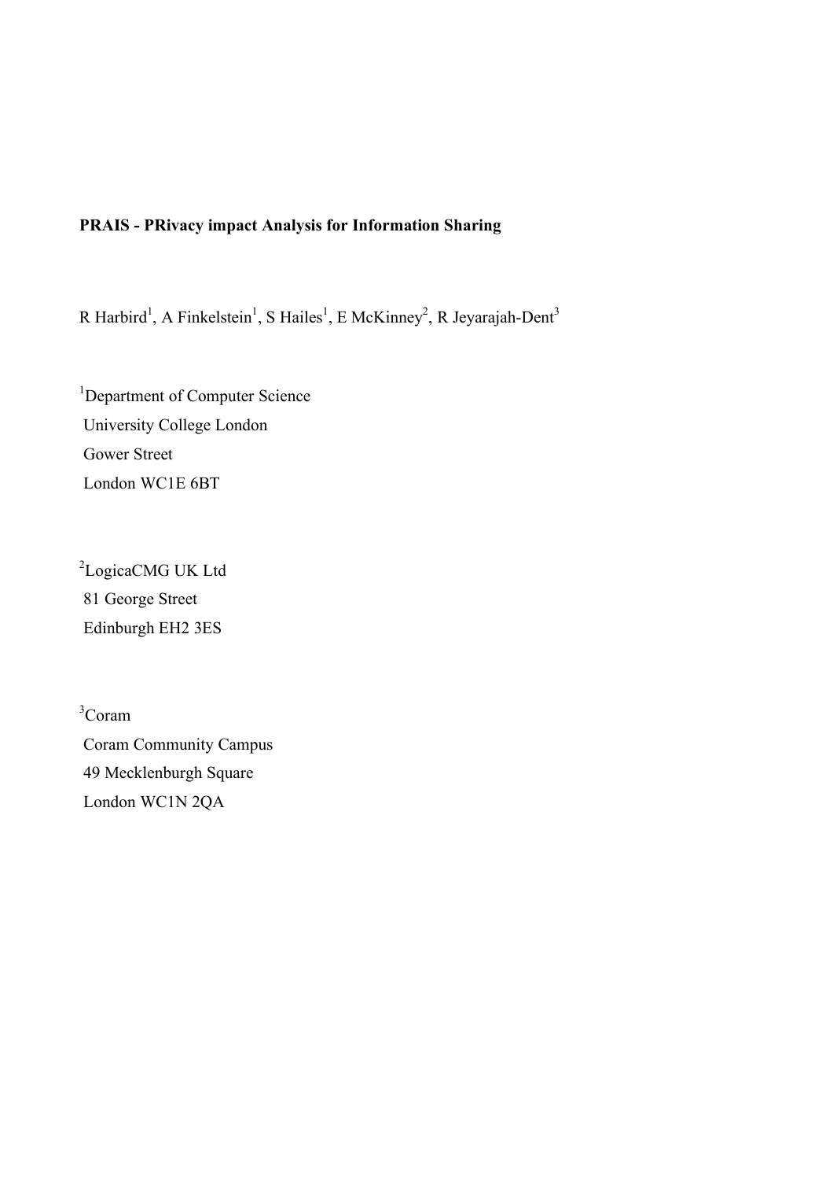**PRAIS - PRivacy impact Analysis for Information Sharing**

R Harbird[1], A Finkelstein[1], S Hailes[1], E McKinney[2], R Jeyarajah-Dent[3]

[1]Department of Computer Science
University College London
Gower Street
London WC1E 6BT

[2]LogicaCMG UK Ltd
81 George Street
Edinburgh EH2 3ES

[3]Coram
Coram Community Campus
49 Mecklenburgh Square
London WC1N 2QA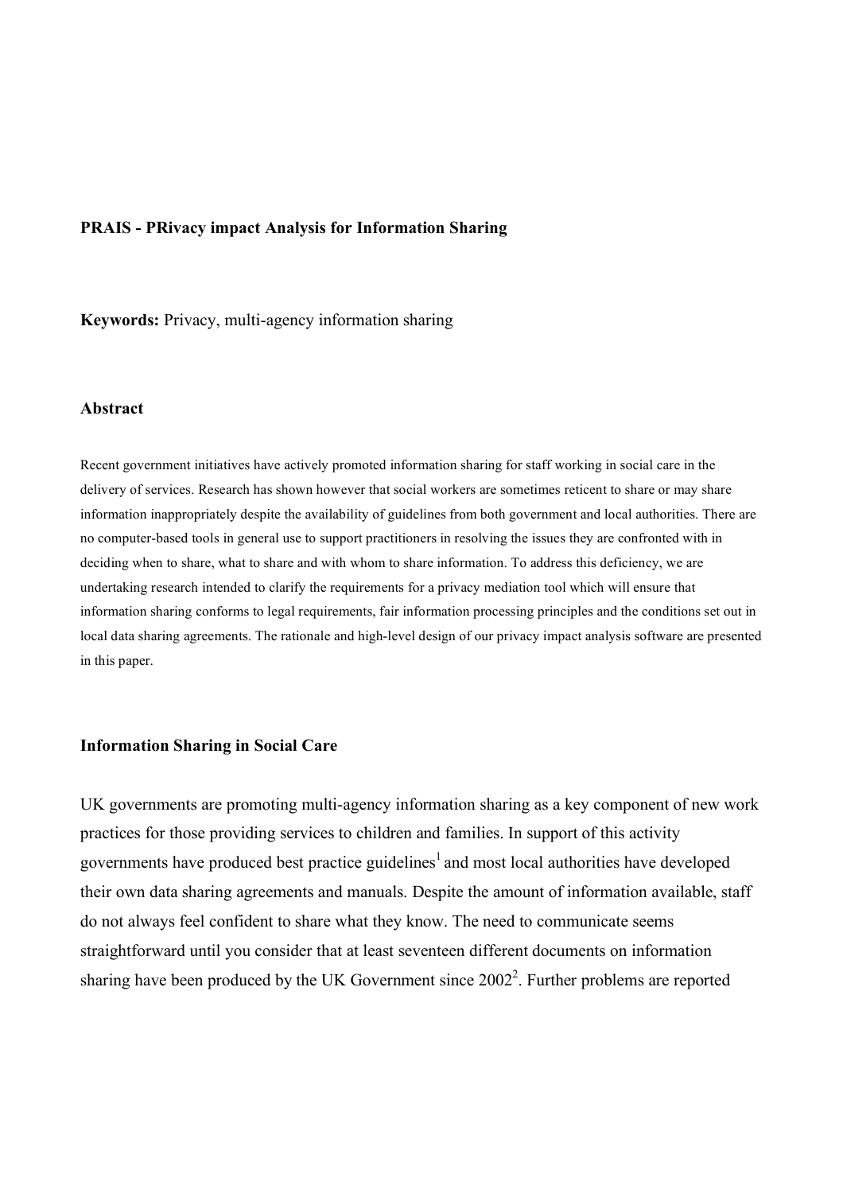**PRAIS - PRivacy impact Analysis for Information Sharing**

**Keywords:** Privacy, multi-agency information sharing

## Abstract

Recent government initiatives have actively promoted information sharing for staff working in social care in the delivery of services. Research has shown however that social workers are sometimes reticent to share or may share information inappropriately despite the availability of guidelines from both government and local authorities. There are no computer-based tools in general use to support practitioners in resolving the issues they are confronted with in deciding when to share, what to share and with whom to share information. To address this deficiency, we are undertaking research intended to clarify the requirements for a privacy mediation tool which will ensure that information sharing conforms to legal requirements, fair information processing principles and the conditions set out in local data sharing agreements. The rationale and high-level design of our privacy impact analysis software are presented in this paper.

## Information Sharing in Social Care

UK governments are promoting multi-agency information sharing as a key component of new work practices for those providing services to children and families. In support of this activity governments have produced best practice guidelines[1] and most local authorities have developed their own data sharing agreements and manuals. Despite the amount of information available, staff do not always feel confident to share what they know. The need to communicate seems straightforward until you consider that at least seventeen different documents on information sharing have been produced by the UK Government since 2002[2]. Further problems are reported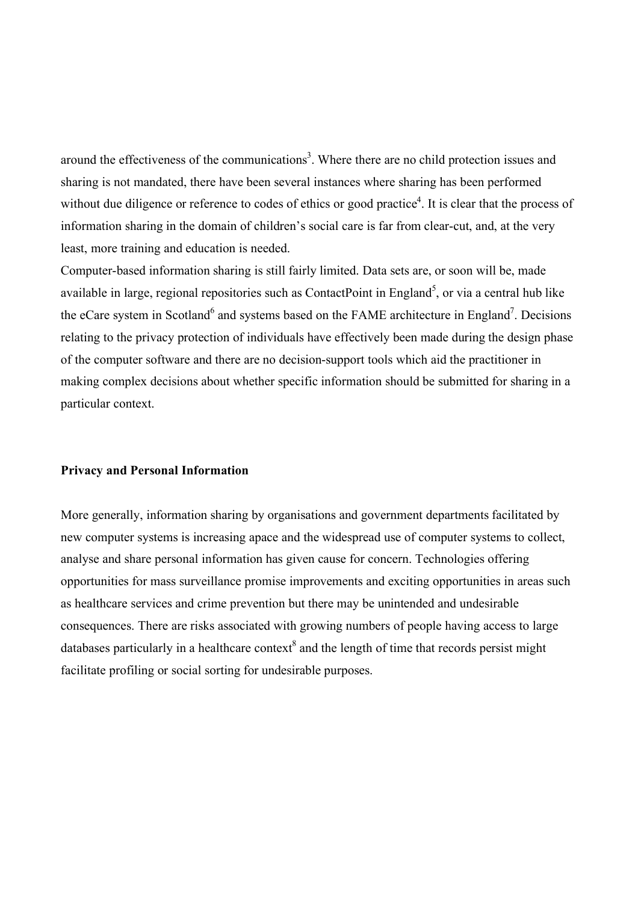around the effectiveness of the communications[3]. Where there are no child protection issues and sharing is not mandated, there have been several instances where sharing has been performed without due diligence or reference to codes of ethics or good practice[4]. It is clear that the process of information sharing in the domain of children's social care is far from clear-cut, and, at the very least, more training and education is needed.

Computer-based information sharing is still fairly limited. Data sets are, or soon will be, made available in large, regional repositories such as ContactPoint in England[5], or via a central hub like the eCare system in Scotland[6] and systems based on the FAME architecture in England[7]. Decisions relating to the privacy protection of individuals have effectively been made during the design phase of the computer software and there are no decision-support tools which aid the practitioner in making complex decisions about whether specific information should be submitted for sharing in a particular context.

**Privacy and Personal Information**

More generally, information sharing by organisations and government departments facilitated by new computer systems is increasing apace and the widespread use of computer systems to collect, analyse and share personal information has given cause for concern. Technologies offering opportunities for mass surveillance promise improvements and exciting opportunities in areas such as healthcare services and crime prevention but there may be unintended and undesirable consequences. There are risks associated with growing numbers of people having access to large databases particularly in a healthcare context[8] and the length of time that records persist might facilitate profiling or social sorting for undesirable purposes.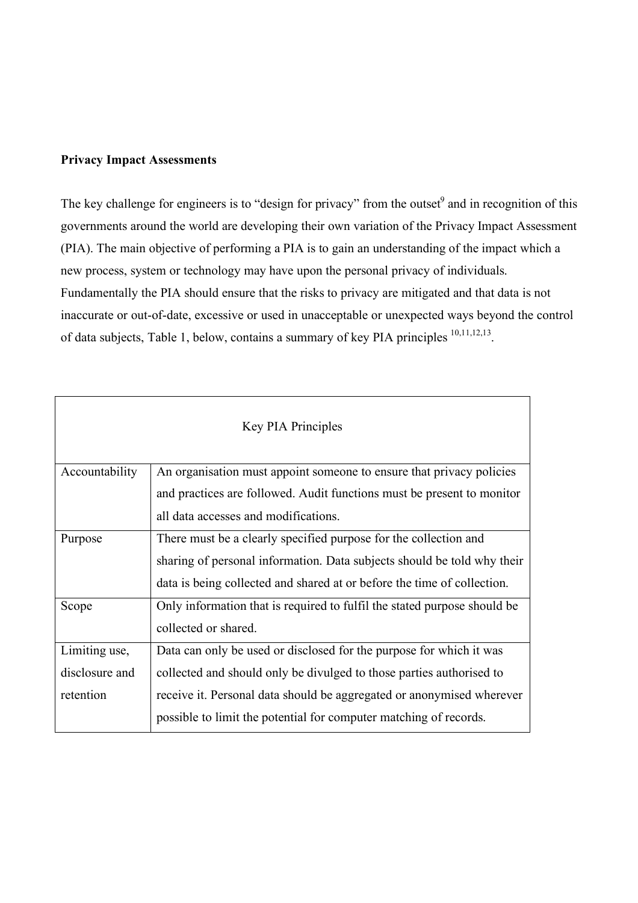**Privacy Impact Assessments**

The key challenge for engineers is to "design for privacy" from the outset[9] and in recognition of this governments around the world are developing their own variation of the Privacy Impact Assessment (PIA). The main objective of performing a PIA is to gain an understanding of the impact which a new process, system or technology may have upon the personal privacy of individuals. Fundamentally the PIA should ensure that the risks to privacy are mitigated and that data is not inaccurate or out-of-date, excessive or used in unacceptable or unexpected ways beyond the control of data subjects, Table 1, below, contains a summary of key PIA principles [10,11,12,13].

| Key PIA Principles | |
|---|---|
| Accountability | An organisation must appoint someone to ensure that privacy policies and practices are followed. Audit functions must be present to monitor all data accesses and modifications. |
| Purpose | There must be a clearly specified purpose for the collection and sharing of personal information. Data subjects should be told why their data is being collected and shared at or before the time of collection. |
| Scope | Only information that is required to fulfil the stated purpose should be collected or shared. |
| Limiting use, disclosure and retention | Data can only be used or disclosed for the purpose for which it was collected and should only be divulged to those parties authorised to receive it. Personal data should be aggregated or anonymised wherever possible to limit the potential for computer matching of records. |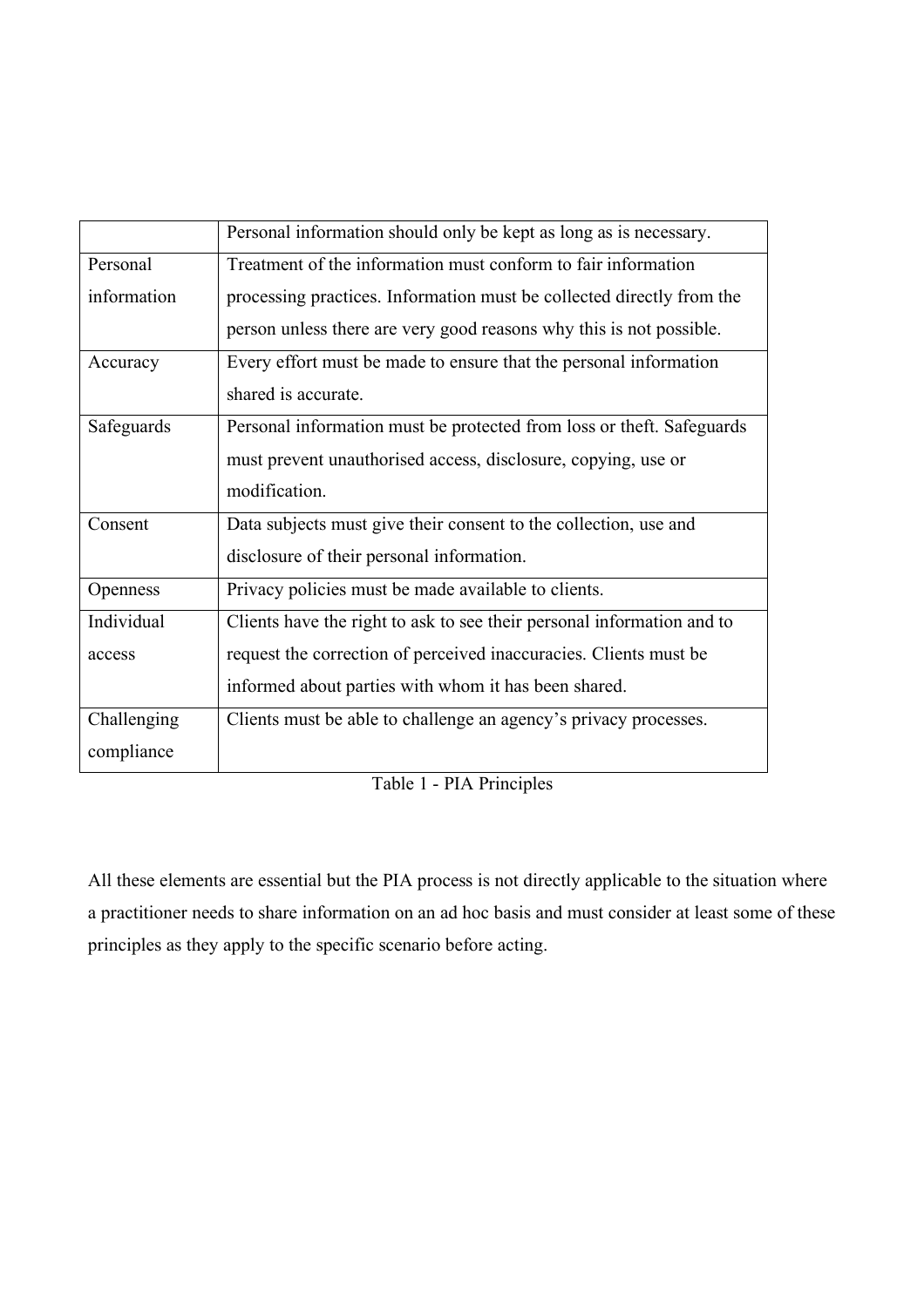| | |
|---|---|
| | Personal information should only be kept as long as is necessary. |
| Personal information | Treatment of the information must conform to fair information processing practices. Information must be collected directly from the person unless there are very good reasons why this is not possible. |
| Accuracy | Every effort must be made to ensure that the personal information shared is accurate. |
| Safeguards | Personal information must be protected from loss or theft. Safeguards must prevent unauthorised access, disclosure, copying, use or modification. |
| Consent | Data subjects must give their consent to the collection, use and disclosure of their personal information. |
| Openness | Privacy policies must be made available to clients. |
| Individual access | Clients have the right to ask to see their personal information and to request the correction of perceived inaccuracies. Clients must be informed about parties with whom it has been shared. |
| Challenging compliance | Clients must be able to challenge an agency's privacy processes. |

Table 1 - PIA Principles

All these elements are essential but the PIA process is not directly applicable to the situation where a practitioner needs to share information on an ad hoc basis and must consider at least some of these principles as they apply to the specific scenario before acting.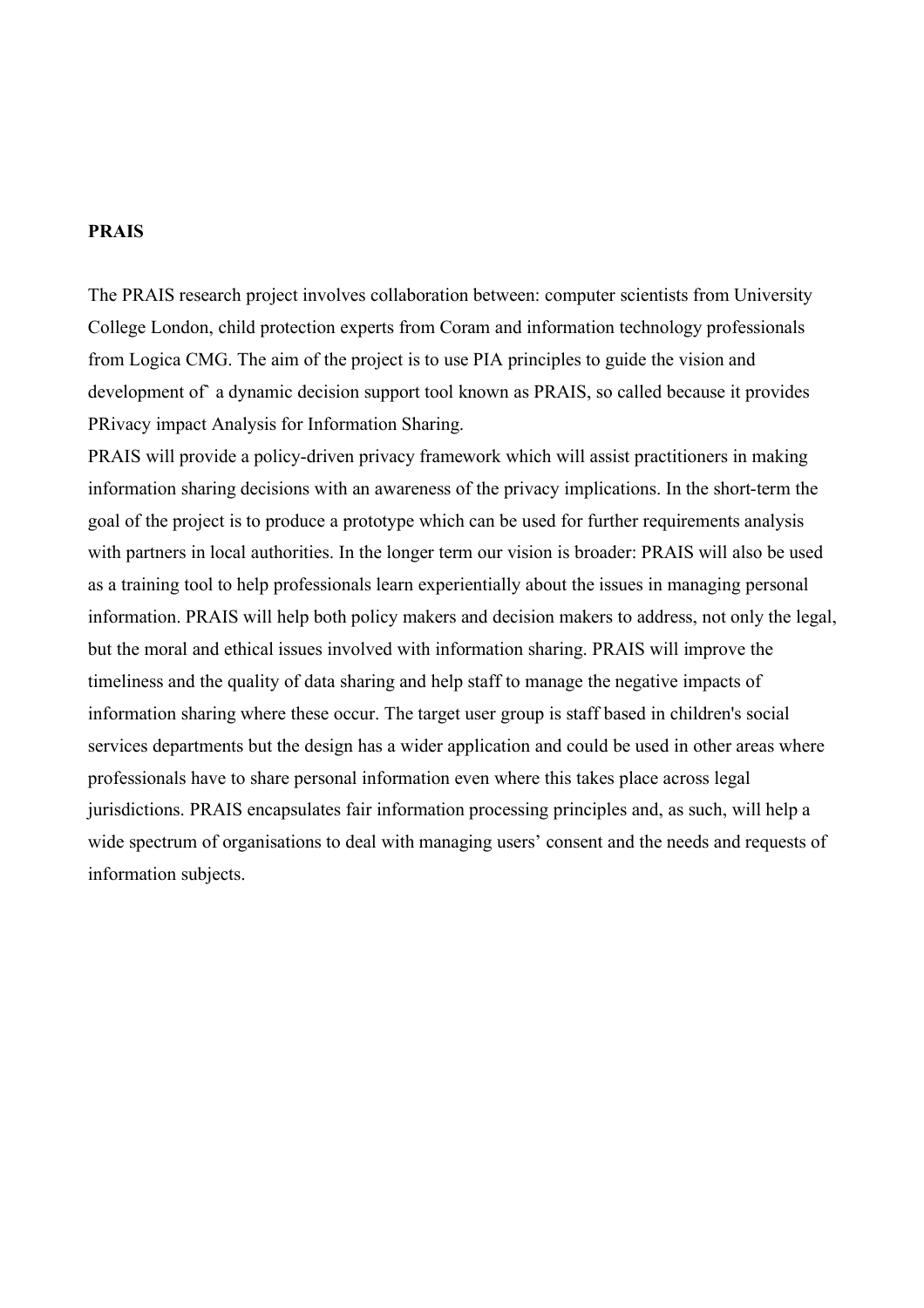**PRAIS**

The PRAIS research project involves collaboration between: computer scientists from University College London, child protection experts from Coram and information technology professionals from Logica CMG. The aim of the project is to use PIA principles to guide the vision and development of` a dynamic decision support tool known as PRAIS, so called because it provides PRivacy impact Analysis for Information Sharing.

PRAIS will provide a policy-driven privacy framework which will assist practitioners in making information sharing decisions with an awareness of the privacy implications. In the short-term the goal of the project is to produce a prototype which can be used for further requirements analysis with partners in local authorities. In the longer term our vision is broader: PRAIS will also be used as a training tool to help professionals learn experientially about the issues in managing personal information. PRAIS will help both policy makers and decision makers to address, not only the legal, but the moral and ethical issues involved with information sharing. PRAIS will improve the timeliness and the quality of data sharing and help staff to manage the negative impacts of information sharing where these occur. The target user group is staff based in children's social services departments but the design has a wider application and could be used in other areas where professionals have to share personal information even where this takes place across legal jurisdictions. PRAIS encapsulates fair information processing principles and, as such, will help a wide spectrum of organisations to deal with managing users' consent and the needs and requests of information subjects.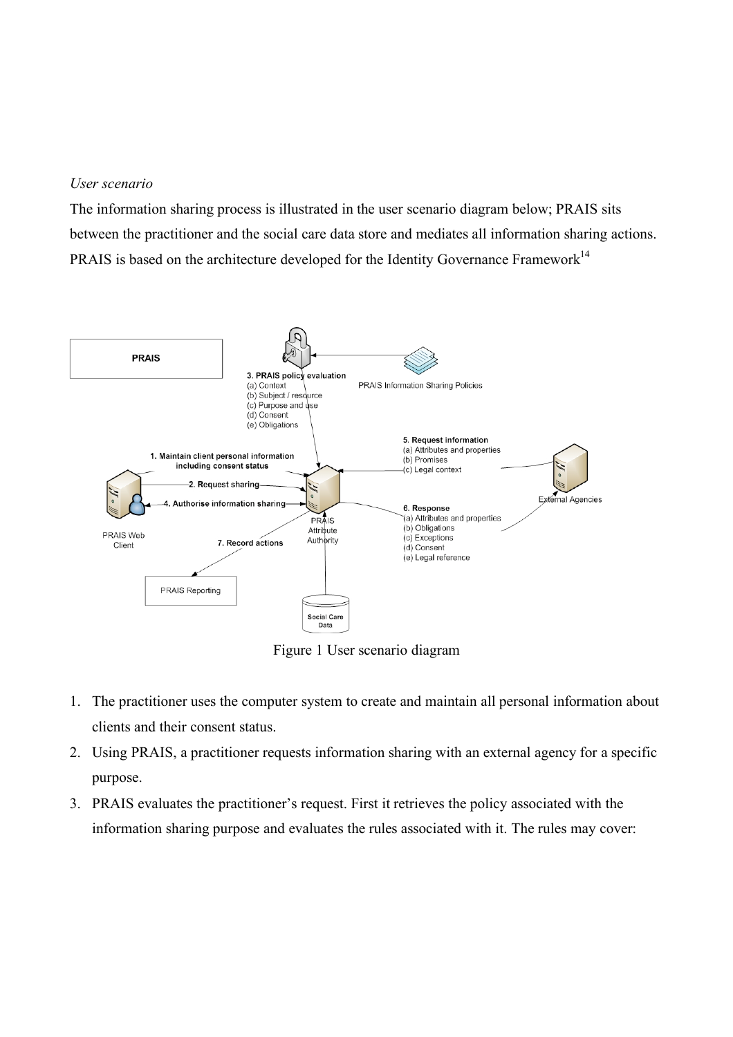*User scenario*

The information sharing process is illustrated in the user scenario diagram below; PRAIS sits between the practitioner and the social care data store and mediates all information sharing actions. PRAIS is based on the architecture developed for the Identity Governance Framework[14]

Figure 1 User scenario diagram

1. The practitioner uses the computer system to create and maintain all personal information about clients and their consent status.
2. Using PRAIS, a practitioner requests information sharing with an external agency for a specific purpose.
3. PRAIS evaluates the practitioner's request. First it retrieves the policy associated with the information sharing purpose and evaluates the rules associated with it. The rules may cover: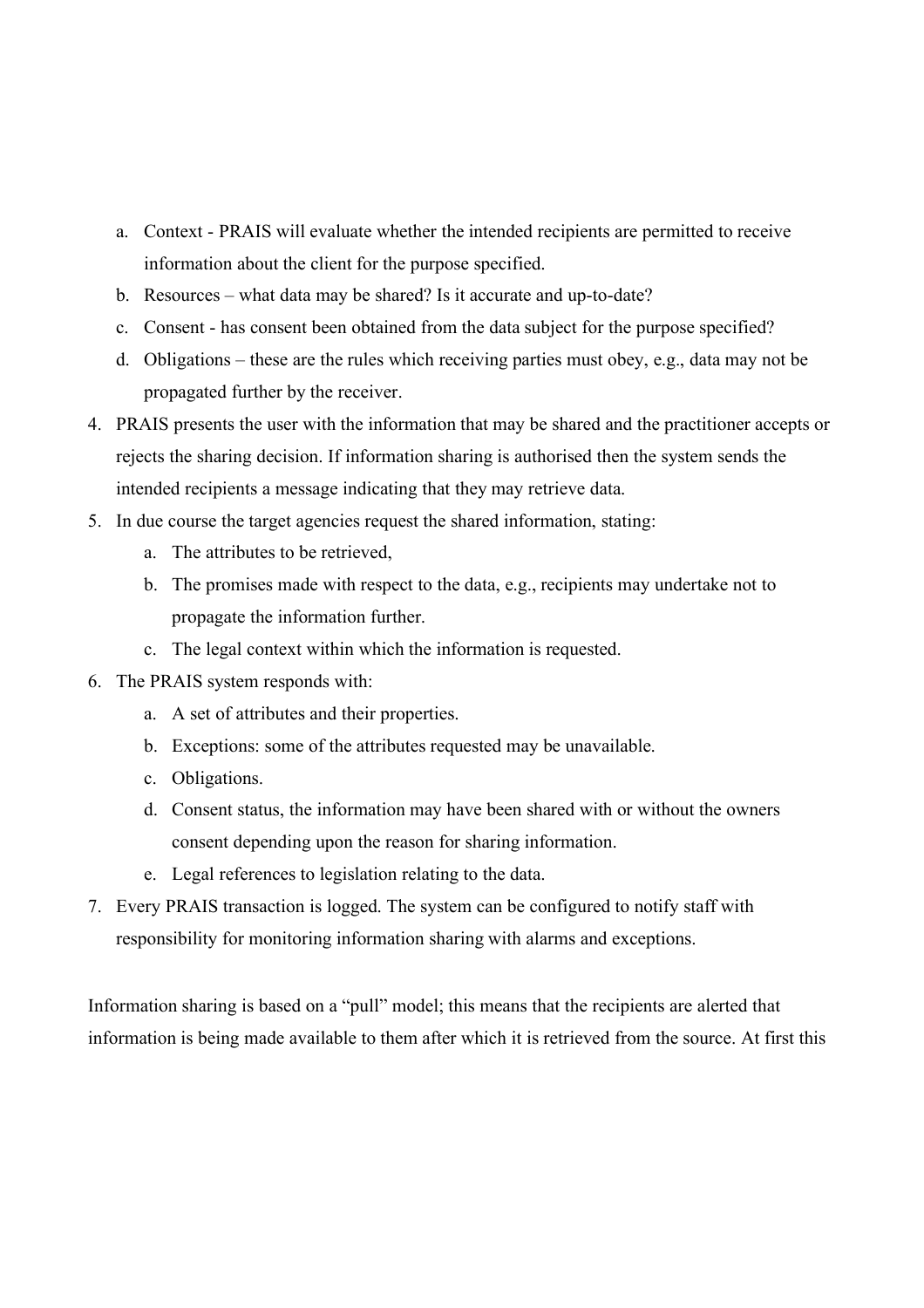a. Context - PRAIS will evaluate whether the intended recipients are permitted to receive information about the client for the purpose specified.
   b. Resources – what data may be shared? Is it accurate and up-to-date?
   c. Consent - has consent been obtained from the data subject for the purpose specified?
   d. Obligations – these are the rules which receiving parties must obey, e.g., data may not be propagated further by the receiver.
4. PRAIS presents the user with the information that may be shared and the practitioner accepts or rejects the sharing decision. If information sharing is authorised then the system sends the intended recipients a message indicating that they may retrieve data.
5. In due course the target agencies request the shared information, stating:
   a. The attributes to be retrieved,
   b. The promises made with respect to the data, e.g., recipients may undertake not to propagate the information further.
   c. The legal context within which the information is requested.
6. The PRAIS system responds with:
   a. A set of attributes and their properties.
   b. Exceptions: some of the attributes requested may be unavailable.
   c. Obligations.
   d. Consent status, the information may have been shared with or without the owners consent depending upon the reason for sharing information.
   e. Legal references to legislation relating to the data.
7. Every PRAIS transaction is logged. The system can be configured to notify staff with responsibility for monitoring information sharing with alarms and exceptions.

Information sharing is based on a "pull" model; this means that the recipients are alerted that information is being made available to them after which it is retrieved from the source. At first this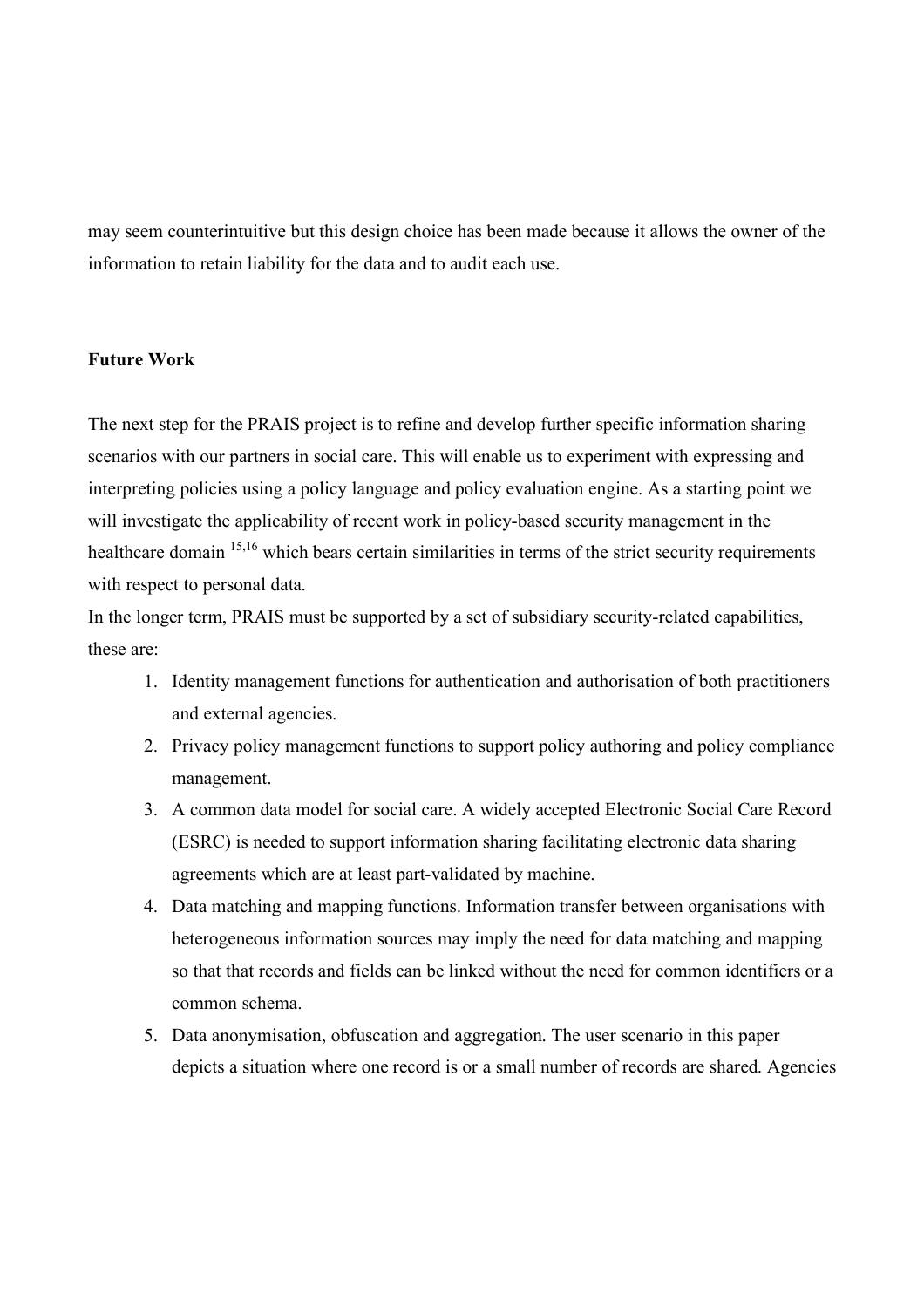may seem counterintuitive but this design choice has been made because it allows the owner of the information to retain liability for the data and to audit each use.

## Future Work

The next step for the PRAIS project is to refine and develop further specific information sharing scenarios with our partners in social care. This will enable us to experiment with expressing and interpreting policies using a policy language and policy evaluation engine. As a starting point we will investigate the applicability of recent work in policy-based security management in the healthcare domain [15,16] which bears certain similarities in terms of the strict security requirements with respect to personal data.

In the longer term, PRAIS must be supported by a set of subsidiary security-related capabilities, these are:

1. Identity management functions for authentication and authorisation of both practitioners and external agencies.
2. Privacy policy management functions to support policy authoring and policy compliance management.
3. A common data model for social care. A widely accepted Electronic Social Care Record (ESRC) is needed to support information sharing facilitating electronic data sharing agreements which are at least part-validated by machine.
4. Data matching and mapping functions. Information transfer between organisations with heterogeneous information sources may imply the need for data matching and mapping so that that records and fields can be linked without the need for common identifiers or a common schema.
5. Data anonymisation, obfuscation and aggregation. The user scenario in this paper depicts a situation where one record is or a small number of records are shared. Agencies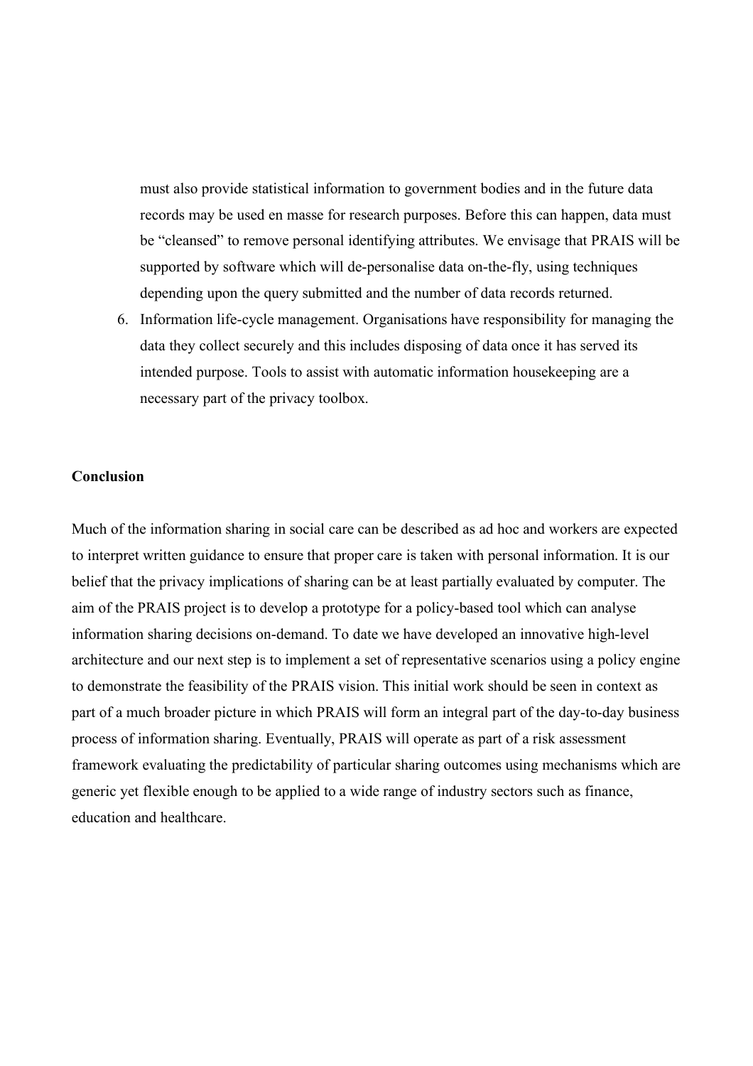must also provide statistical information to government bodies and in the future data records may be used en masse for research purposes. Before this can happen, data must be "cleansed" to remove personal identifying attributes. We envisage that PRAIS will be supported by software which will de-personalise data on-the-fly, using techniques depending upon the query submitted and the number of data records returned.

6. Information life-cycle management. Organisations have responsibility for managing the data they collect securely and this includes disposing of data once it has served its intended purpose. Tools to assist with automatic information housekeeping are a necessary part of the privacy toolbox.

**Conclusion**

Much of the information sharing in social care can be described as ad hoc and workers are expected to interpret written guidance to ensure that proper care is taken with personal information. It is our belief that the privacy implications of sharing can be at least partially evaluated by computer. The aim of the PRAIS project is to develop a prototype for a policy-based tool which can analyse information sharing decisions on-demand. To date we have developed an innovative high-level architecture and our next step is to implement a set of representative scenarios using a policy engine to demonstrate the feasibility of the PRAIS vision. This initial work should be seen in context as part of a much broader picture in which PRAIS will form an integral part of the day-to-day business process of information sharing. Eventually, PRAIS will operate as part of a risk assessment framework evaluating the predictability of particular sharing outcomes using mechanisms which are generic yet flexible enough to be applied to a wide range of industry sectors such as finance, education and healthcare.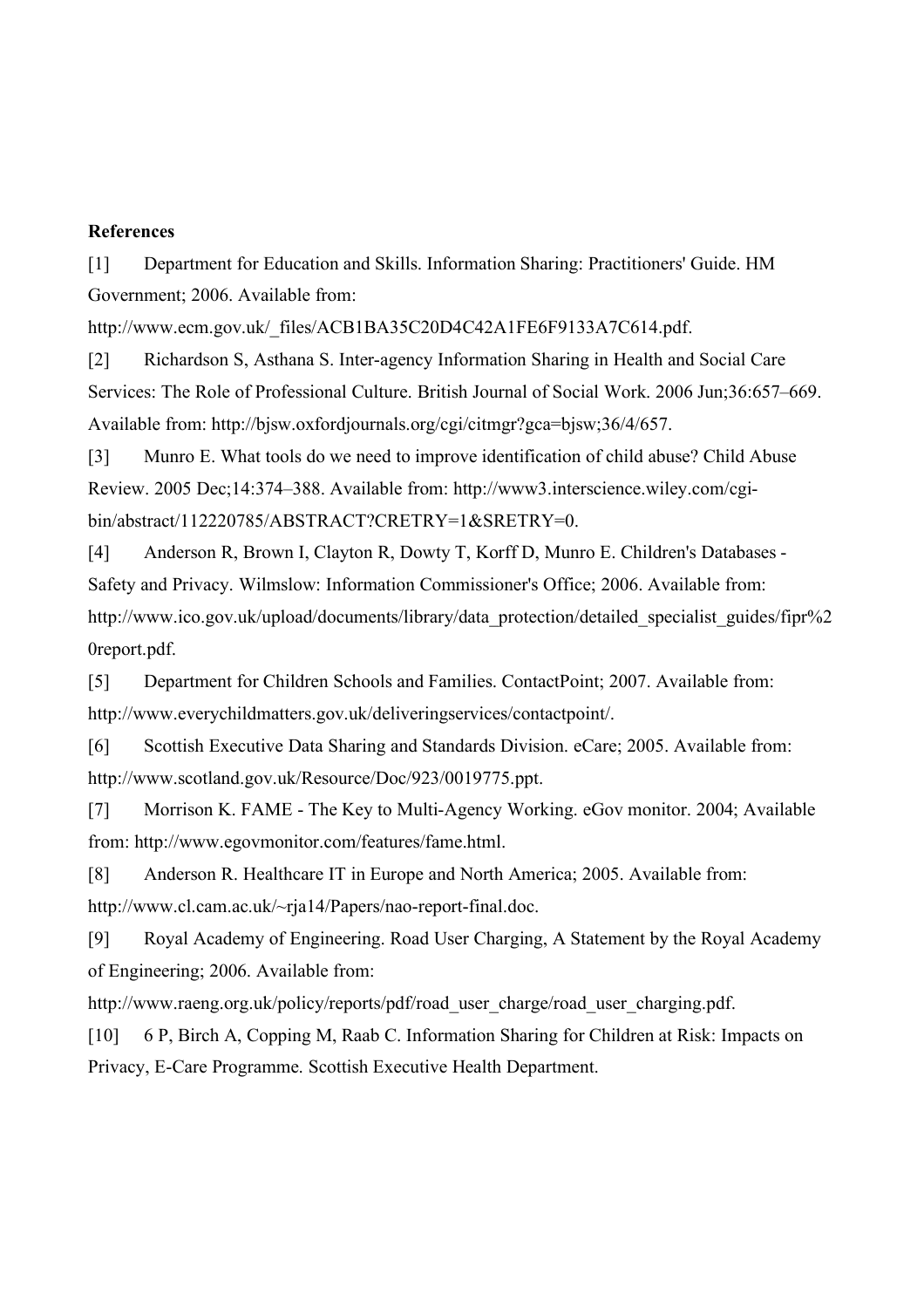**References**

[1] Department for Education and Skills. Information Sharing: Practitioners' Guide. HM Government; 2006. Available from: http://www.ecm.gov.uk/_files/ACB1BA35C20D4C42A1FE6F9133A7C614.pdf.

[2] Richardson S, Asthana S. Inter-agency Information Sharing in Health and Social Care Services: The Role of Professional Culture. British Journal of Social Work. 2006 Jun;36:657–669. Available from: http://bjsw.oxfordjournals.org/cgi/citmgr?gca=bjsw;36/4/657.

[3] Munro E. What tools do we need to improve identification of child abuse? Child Abuse Review. 2005 Dec;14:374–388. Available from: http://www3.interscience.wiley.com/cgi-bin/abstract/112220785/ABSTRACT?CRETRY=1&SRETRY=0.

[4] Anderson R, Brown I, Clayton R, Dowty T, Korff D, Munro E. Children's Databases - Safety and Privacy. Wilmslow: Information Commissioner's Office; 2006. Available from: http://www.ico.gov.uk/upload/documents/library/data_protection/detailed_specialist_guides/fipr%20report.pdf.

[5] Department for Children Schools and Families. ContactPoint; 2007. Available from: http://www.everychildmatters.gov.uk/deliveringservices/contactpoint/.

[6] Scottish Executive Data Sharing and Standards Division. eCare; 2005. Available from: http://www.scotland.gov.uk/Resource/Doc/923/0019775.ppt.

[7] Morrison K. FAME - The Key to Multi-Agency Working. eGov monitor. 2004; Available from: http://www.egovmonitor.com/features/fame.html.

[8] Anderson R. Healthcare IT in Europe and North America; 2005. Available from: http://www.cl.cam.ac.uk/~rja14/Papers/nao-report-final.doc.

[9] Royal Academy of Engineering. Road User Charging, A Statement by the Royal Academy of Engineering; 2006. Available from: http://www.raeng.org.uk/policy/reports/pdf/road_user_charge/road_user_charging.pdf.

[10] 6 P, Birch A, Copping M, Raab C. Information Sharing for Children at Risk: Impacts on Privacy, E-Care Programme. Scottish Executive Health Department.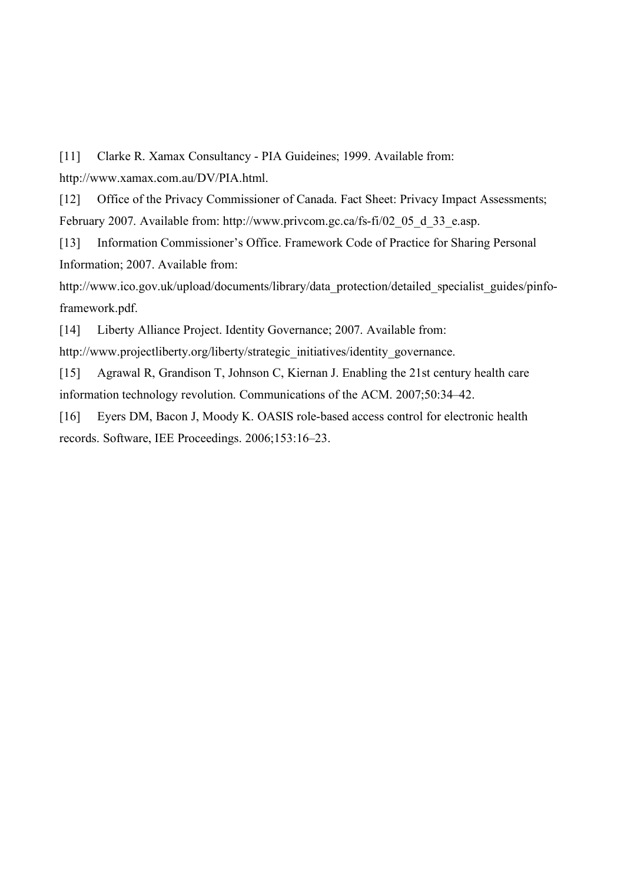[11] Clarke R. Xamax Consultancy - PIA Guideines; 1999. Available from: http://www.xamax.com.au/DV/PIA.html.

[12] Office of the Privacy Commissioner of Canada. Fact Sheet: Privacy Impact Assessments; February 2007. Available from: http://www.privcom.gc.ca/fs-fi/02_05_d_33_e.asp.

[13] Information Commissioner's Office. Framework Code of Practice for Sharing Personal Information; 2007. Available from: http://www.ico.gov.uk/upload/documents/library/data_protection/detailed_specialist_guides/pinfo-framework.pdf.

[14] Liberty Alliance Project. Identity Governance; 2007. Available from: http://www.projectliberty.org/liberty/strategic_initiatives/identity_governance.

[15] Agrawal R, Grandison T, Johnson C, Kiernan J. Enabling the 21st century health care information technology revolution. Communications of the ACM. 2007;50:34–42.

[16] Eyers DM, Bacon J, Moody K. OASIS role-based access control for electronic health records. Software, IEE Proceedings. 2006;153:16–23.